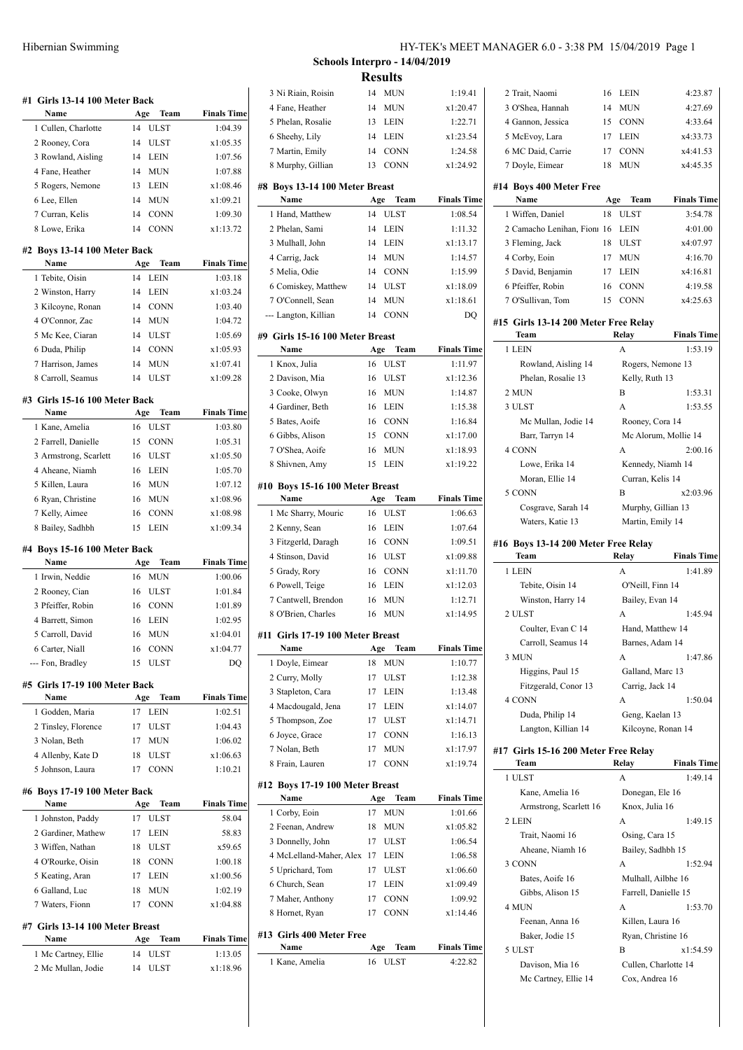# Schools Interpro - 14/04/2019

## Results

### #1 Girls 13-14 100 Meter Back

| Name | Age | Team | Finals Time |
|---|---|---|---|
| 1 Cullen, Charlotte | 14 | ULST | 1:04.39 |
| 2 Rooney, Cora | 14 | ULST | x1:05.35 |
| 3 Rowland, Aisling | 14 | LEIN | 1:07.56 |
| 4 Fane, Heather | 14 | MUN | 1:07.88 |
| 5 Rogers, Nemone | 13 | LEIN | x1:08.46 |
| 6 Lee, Ellen | 14 | MUN | x1:09.21 |
| 7 Curran, Kelis | 14 | CONN | 1:09.30 |
| 8 Lowe, Erika | 14 | CONN | x1:13.72 |

### #2 Boys 13-14 100 Meter Back

| Name | Age | Team | Finals Time |
|---|---|---|---|
| 1 Tebite, Oisin | 14 | LEIN | 1:03.18 |
| 2 Winston, Harry | 14 | LEIN | x1:03.24 |
| 3 Kilcoyne, Ronan | 14 | CONN | 1:03.40 |
| 4 O'Connor, Zac | 14 | MUN | 1:04.72 |
| 5 Mc Kee, Ciaran | 14 | ULST | 1:05.69 |
| 6 Duda, Philip | 14 | CONN | x1:05.93 |
| 7 Harrison, James | 14 | MUN | x1:07.41 |
| 8 Carroll, Seamus | 14 | ULST | x1:09.28 |

### #3 Girls 15-16 100 Meter Back

| Name | Age | Team | Finals Time |
|---|---|---|---|
| 1 Kane, Amelia | 16 | ULST | 1:03.80 |
| 2 Farrell, Danielle | 15 | CONN | 1:05.31 |
| 3 Armstrong, Scarlett | 16 | ULST | x1:05.50 |
| 4 Aheane, Niamh | 16 | LEIN | 1:05.70 |
| 5 Killen, Laura | 16 | MUN | 1:07.12 |
| 6 Ryan, Christine | 16 | MUN | x1:08.96 |
| 7 Kelly, Aimee | 16 | CONN | x1:08.98 |
| 8 Bailey, Sadhbh | 15 | LEIN | x1:09.34 |

### #4 Boys 15-16 100 Meter Back

| Name | Age | Team | Finals Time |
|---|---|---|---|
| 1 Irwin, Neddie | 16 | MUN | 1:00.06 |
| 2 Rooney, Cian | 16 | ULST | 1:01.84 |
| 3 Pfeiffer, Robin | 16 | CONN | 1:01.89 |
| 4 Barrett, Simon | 16 | LEIN | 1:02.95 |
| 5 Carroll, David | 16 | MUN | x1:04.01 |
| 6 Carter, Niall | 16 | CONN | x1:04.77 |
| --- Fon, Bradley | 15 | ULST | DQ |

### #5 Girls 17-19 100 Meter Back

| Name | Age | Team | Finals Time |
|---|---|---|---|
| 1 Godden, Maria | 17 | LEIN | 1:02.51 |
| 2 Tinsley, Florence | 17 | ULST | 1:04.43 |
| 3 Nolan, Beth | 17 | MUN | 1:06.02 |
| 4 Allenby, Kate D | 18 | ULST | x1:06.63 |
| 5 Johnson, Laura | 17 | CONN | 1:10.21 |

### #6 Boys 17-19 100 Meter Back

| Name | Age | Team | Finals Time |
|---|---|---|---|
| 1 Johnston, Paddy | 17 | ULST | 58.04 |
| 2 Gardiner, Mathew | 17 | LEIN | 58.83 |
| 3 Wiffen, Nathan | 18 | ULST | x59.65 |
| 4 O'Rourke, Oisin | 18 | CONN | 1:00.18 |
| 5 Keating, Aran | 17 | LEIN | x1:00.56 |
| 6 Galland, Luc | 18 | MUN | 1:02.19 |
| 7 Waters, Fionn | 17 | CONN | x1:04.88 |

### #7 Girls 13-14 100 Meter Breast

| Name | Age | Team | Finals Time |
|---|---|---|---|
| 1 Mc Cartney, Ellie | 14 | ULST | 1:13.05 |
| 2 Mc Mullan, Jodie | 14 | ULST | x1:18.96 |
| 3 Ni Riain, Roisin | 14 | MUN | 1:19.41 |
| 4 Fane, Heather | 14 | MUN | x1:20.47 |
| 5 Phelan, Rosalie | 13 | LEIN | 1:22.71 |
| 6 Sheehy, Lily | 14 | LEIN | x1:23.54 |
| 7 Martin, Emily | 14 | CONN | 1:24.58 |
| 8 Murphy, Gillian | 13 | CONN | x1:24.92 |

### #8 Boys 13-14 100 Meter Breast

| Name | Age | Team | Finals Time |
|---|---|---|---|
| 1 Hand, Matthew | 14 | ULST | 1:08.54 |
| 2 Phelan, Sami | 14 | LEIN | 1:11.32 |
| 3 Mulhall, John | 14 | LEIN | x1:13.17 |
| 4 Carrig, Jack | 14 | MUN | 1:14.57 |
| 5 Melia, Odie | 14 | CONN | 1:15.99 |
| 6 Comiskey, Matthew | 14 | ULST | x1:18.09 |
| 7 O'Connell, Sean | 14 | MUN | x1:18.61 |
| --- Langton, Killian | 14 | CONN | DQ |

### #9 Girls 15-16 100 Meter Breast

| Name | Age | Team | Finals Time |
|---|---|---|---|
| 1 Knox, Julia | 16 | ULST | 1:11.97 |
| 2 Davison, Mia | 16 | ULST | x1:12.36 |
| 3 Cooke, Olwyn | 16 | MUN | 1:14.87 |
| 4 Gardiner, Beth | 16 | LEIN | 1:15.38 |
| 5 Bates, Aoife | 16 | CONN | 1:16.84 |
| 6 Gibbs, Alison | 15 | CONN | x1:17.00 |
| 7 O'Shea, Aoife | 16 | MUN | x1:18.93 |
| 8 Shivnen, Amy | 15 | LEIN | x1:19.22 |

### #10 Boys 15-16 100 Meter Breast

| Name | Age | Team | Finals Time |
|---|---|---|---|
| 1 Mc Sharry, Mouric | 16 | ULST | 1:06.63 |
| 2 Kenny, Sean | 16 | LEIN | 1:07.64 |
| 3 Fitzgerld, Daragh | 16 | CONN | 1:09.51 |
| 4 Stinson, David | 16 | ULST | x1:09.88 |
| 5 Grady, Rory | 16 | CONN | x1:11.70 |
| 6 Powell, Teige | 16 | LEIN | x1:12.03 |
| 7 Cantwell, Brendon | 16 | MUN | 1:12.71 |
| 8 O'Brien, Charles | 16 | MUN | x1:14.95 |

### #11 Girls 17-19 100 Meter Breast

| Name | Age | Team | Finals Time |
|---|---|---|---|
| 1 Doyle, Eimear | 18 | MUN | 1:10.77 |
| 2 Curry, Molly | 17 | ULST | 1:12.38 |
| 3 Stapleton, Cara | 17 | LEIN | 1:13.48 |
| 4 Macdougald, Jena | 17 | LEIN | x1:14.07 |
| 5 Thompson, Zoe | 17 | ULST | x1:14.71 |
| 6 Joyce, Grace | 17 | CONN | 1:16.13 |
| 7 Nolan, Beth | 17 | MUN | x1:17.97 |
| 8 Frain, Lauren | 17 | CONN | x1:19.74 |

### #12 Boys 17-19 100 Meter Breast

| Name | Age | Team | Finals Time |
|---|---|---|---|
| 1 Corby, Eoin | 17 | MUN | 1:01.66 |
| 2 Feenan, Andrew | 18 | MUN | x1:05.82 |
| 3 Donnelly, John | 17 | ULST | 1:06.54 |
| 4 McLelland-Maher, Alex | 17 | LEIN | 1:06.58 |
| 5 Uprichard, Tom | 17 | ULST | x1:06.60 |
| 6 Church, Sean | 17 | LEIN | x1:09.49 |
| 7 Maher, Anthony | 17 | CONN | 1:09.92 |
| 8 Hornet, Ryan | 17 | CONN | x1:14.46 |

### #13 Girls 400 Meter Free

| Name | Age | Team | Finals Time |
|---|---|---|---|
| 1 Kane, Amelia | 16 | ULST | 4:22.82 |
| 2 Trait, Naomi | 16 | LEIN | 4:23.87 |
| 3 O'Shea, Hannah | 14 | MUN | 4:27.69 |
| 4 Gannon, Jessica | 15 | CONN | 4:33.64 |
| 5 McEvoy, Lara | 17 | LEIN | x4:33.73 |
| 6 MC Daid, Carrie | 17 | CONN | x4:41.53 |
| 7 Doyle, Eimear | 18 | MUN | x4:45.35 |

### #14 Boys 400 Meter Free

| Name | Age | Team | Finals Time |
|---|---|---|---|
| 1 Wiffen, Daniel | 18 | ULST | 3:54.78 |
| 2 Camacho Lenihan, Fionn | 16 | LEIN | 4:01.00 |
| 3 Fleming, Jack | 18 | ULST | x4:07.97 |
| 4 Corby, Eoin | 17 | MUN | 4:16.70 |
| 5 David, Benjamin | 17 | LEIN | x4:16.81 |
| 6 Pfeiffer, Robin | 16 | CONN | 4:19.58 |
| 7 O'Sullivan, Tom | 15 | CONN | x4:25.63 |

### #15 Girls 13-14 200 Meter Free Relay

| Team | Relay | Finals Time |
|---|---|---|
| 1 LEIN | A | 1:53.19 |
| Rowland, Aisling 14 | Rogers, Nemone 13 | |
| Phelan, Rosalie 13 | Kelly, Ruth 13 | |
| 2 MUN | B | 1:53.31 |
| 3 ULST | A | 1:53.55 |
| Mc Mullan, Jodie 14 | Rooney, Cora 14 | |
| Barr, Tarryn 14 | Mc Alorum, Mollie 14 | |
| 4 CONN | A | 2:00.16 |
| Lowe, Erika 14 | Kennedy, Niamh 14 | |
| Moran, Ellie 14 | Curran, Kelis 14 | |
| 5 CONN | B | x2:03.96 |
| Cosgrave, Sarah 14 | Murphy, Gillian 13 | |
| Waters, Katie 13 | Martin, Emily 14 | |

### #16 Boys 13-14 200 Meter Free Relay

| Team | Relay | Finals Time |
|---|---|---|
| 1 LEIN | A | 1:41.89 |
| Tebite, Oisin 14 | O'Neill, Finn 14 | |
| Winston, Harry 14 | Bailey, Evan 14 | |
| 2 ULST | A | 1:45.94 |
| Coulter, Evan C 14 | Hand, Matthew 14 | |
| Carroll, Seamus 14 | Barnes, Adam 14 | |
| 3 MUN | A | 1:47.86 |
| Higgins, Paul 15 | Galland, Marc 13 | |
| Fitzgerald, Conor 13 | Carrig, Jack 14 | |
| 4 CONN | A | 1:50.04 |
| Duda, Philip 14 | Geng, Kaelan 13 | |
| Langton, Killian 14 | Kilcoyne, Ronan 14 | |

### #17 Girls 15-16 200 Meter Free Relay

| Team | Relay | Finals Time |
|---|---|---|
| 1 ULST | A | 1:49.14 |
| Kane, Amelia 16 | Donegan, Ele 16 | |
| Armstrong, Scarlett 16 | Knox, Julia 16 | |
| 2 LEIN | A | 1:49.15 |
| Trait, Naomi 16 | Osing, Cara 15 | |
| Aheane, Niamh 16 | Bailey, Sadhbh 15 | |
| 3 CONN | A | 1:52.94 |
| Bates, Aoife 16 | Mulhall, Ailbhe 16 | |
| Gibbs, Alison 15 | Farrell, Danielle 15 | |
| 4 MUN | A | 1:53.70 |
| Feenan, Anna 16 | Killen, Laura 16 | |
| Baker, Jodie 15 | Ryan, Christine 16 | |
| 5 ULST | B | x1:54.59 |
| Davison, Mia 16 | Cullen, Charlotte 14 | |
| Mc Cartney, Ellie 14 | Cox, Andrea 16 | |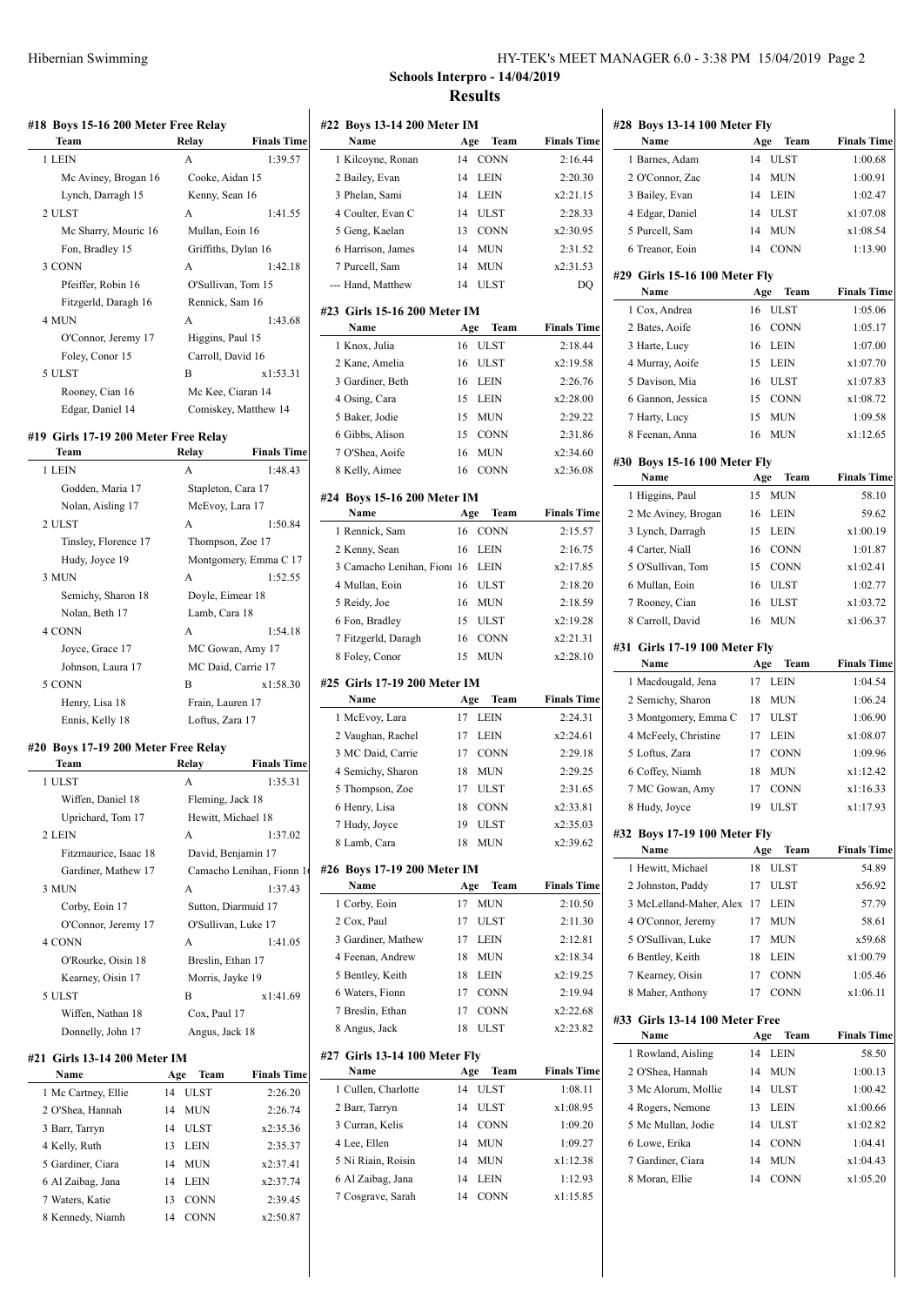**Schools Interpro - 14/04/2019**

**Results**

#### #18 Boys 15-16 200 Meter Free Relay

| Team | Relay | Finals Time |
|---|---|---|
| 1 LEIN | A | 1:39.57 |
| Mc Aviney, Brogan 16 | Cooke, Aidan 15 | |
| Lynch, Darragh 15 | Kenny, Sean 16 | |
| 2 ULST | A | 1:41.55 |
| Mc Sharry, Mouric 16 | Mullan, Eoin 16 | |
| Fon, Bradley 15 | Griffiths, Dylan 16 | |
| 3 CONN | A | 1:42.18 |
| Pfeiffer, Robin 16 | O'Sullivan, Tom 15 | |
| Fitzgerld, Daragh 16 | Rennick, Sam 16 | |
| 4 MUN | A | 1:43.68 |
| O'Connor, Jeremy 17 | Higgins, Paul 15 | |
| Foley, Conor 15 | Carroll, David 16 | |
| 5 ULST | B | x1:53.31 |
| Rooney, Cian 16 | Mc Kee, Ciaran 14 | |
| Edgar, Daniel 14 | Comiskey, Matthew 14 | |

#### #19 Girls 17-19 200 Meter Free Relay

| Team | Relay | Finals Time |
|---|---|---|
| 1 LEIN | A | 1:48.43 |
| Godden, Maria 17 | Stapleton, Cara 17 | |
| Nolan, Aisling 17 | McEvoy, Lara 17 | |
| 2 ULST | A | 1:50.84 |
| Tinsley, Florence 17 | Thompson, Zoe 17 | |
| Hudy, Joyce 19 | Montgomery, Emma C 17 | |
| 3 MUN | A | 1:52.55 |
| Semichy, Sharon 18 | Doyle, Eimear 18 | |
| Nolan, Beth 17 | Lamb, Cara 18 | |
| 4 CONN | A | 1:54.18 |
| Joyce, Grace 17 | MC Gowan, Amy 17 | |
| Johnson, Laura 17 | MC Daid, Carrie 17 | |
| 5 CONN | B | x1:58.30 |
| Henry, Lisa 18 | Frain, Lauren 17 | |
| Ennis, Kelly 18 | Loftus, Zara 17 | |

#### #20 Boys 17-19 200 Meter Free Relay

| Team | Relay | Finals Time |
|---|---|---|
| 1 ULST | A | 1:35.31 |
| Wiffen, Daniel 18 | Fleming, Jack 18 | |
| Uprichard, Tom 17 | Hewitt, Michael 18 | |
| 2 LEIN | A | 1:37.02 |
| Fitzmaurice, Isaac 18 | David, Benjamin 17 | |
| Gardiner, Mathew 17 | Camacho Lenihan, Fionn 1 | |
| 3 MUN | A | 1:37.43 |
| Corby, Eoin 17 | Sutton, Diarmuid 17 | |
| O'Connor, Jeremy 17 | O'Sullivan, Luke 17 | |
| 4 CONN | A | 1:41.05 |
| O'Rourke, Oisin 18 | Breslin, Ethan 17 | |
| Kearney, Oisin 17 | Morris, Jayke 19 | |
| 5 ULST | B | x1:41.69 |
| Wiffen, Nathan 18 | Cox, Paul 17 | |
| Donnelly, John 17 | Angus, Jack 18 | |

#### #21 Girls 13-14 200 Meter IM

| Name | Age | Team | Finals Time |
|---|---|---|---|
| 1 Mc Cartney, Ellie | 14 | ULST | 2:26.20 |
| 2 O'Shea, Hannah | 14 | MUN | 2:26.74 |
| 3 Barr, Tarryn | 14 | ULST | x2:35.36 |
| 4 Kelly, Ruth | 13 | LEIN | 2:35.37 |
| 5 Gardiner, Ciara | 14 | MUN | x2:37.41 |
| 6 Al Zaibag, Jana | 14 | LEIN | x2:37.74 |
| 7 Waters, Katie | 13 | CONN | 2:39.45 |
| 8 Kennedy, Niamh | 14 | CONN | x2:50.87 |

#### #22 Boys 13-14 200 Meter IM

| Name | Age | Team | Finals Time |
|---|---|---|---|
| 1 Kilcoyne, Ronan | 14 | CONN | 2:16.44 |
| 2 Bailey, Evan | 14 | LEIN | 2:20.30 |
| 3 Phelan, Sami | 14 | LEIN | x2:21.15 |
| 4 Coulter, Evan C | 14 | ULST | 2:28.33 |
| 5 Geng, Kaelan | 13 | CONN | x2:30.95 |
| 6 Harrison, James | 14 | MUN | 2:31.52 |
| 7 Purcell, Sam | 14 | MUN | x2:31.53 |
| --- Hand, Matthew | 14 | ULST | DQ |

#### #23 Girls 15-16 200 Meter IM

| Name | Age | Team | Finals Time |
|---|---|---|---|
| 1 Knox, Julia | 16 | ULST | 2:18.44 |
| 2 Kane, Amelia | 16 | ULST | x2:19.58 |
| 3 Gardiner, Beth | 16 | LEIN | 2:26.76 |
| 4 Osing, Cara | 15 | LEIN | x2:28.00 |
| 5 Baker, Jodie | 15 | MUN | 2:29.22 |
| 6 Gibbs, Alison | 15 | CONN | 2:31.86 |
| 7 O'Shea, Aoife | 16 | MUN | x2:34.60 |
| 8 Kelly, Aimee | 16 | CONN | x2:36.08 |

#### #24 Boys 15-16 200 Meter IM

| Name | Age | Team | Finals Time |
|---|---|---|---|
| 1 Rennick, Sam | 16 | CONN | 2:15.57 |
| 2 Kenny, Sean | 16 | LEIN | 2:16.75 |
| 3 Camacho Lenihan, Fionn | 16 | LEIN | x2:17.85 |
| 4 Mullan, Eoin | 16 | ULST | 2:18.20 |
| 5 Reidy, Joe | 16 | MUN | 2:18.59 |
| 6 Fon, Bradley | 15 | ULST | x2:19.28 |
| 7 Fitzgerld, Daragh | 16 | CONN | x2:21.31 |
| 8 Foley, Conor | 15 | MUN | x2:28.10 |

#### #25 Girls 17-19 200 Meter IM

| Name | Age | Team | Finals Time |
|---|---|---|---|
| 1 McEvoy, Lara | 17 | LEIN | 2:24.31 |
| 2 Vaughan, Rachel | 17 | LEIN | x2:24.61 |
| 3 MC Daid, Carrie | 17 | CONN | 2:29.18 |
| 4 Semichy, Sharon | 18 | MUN | 2:29.25 |
| 5 Thompson, Zoe | 17 | ULST | 2:31.65 |
| 6 Henry, Lisa | 18 | CONN | x2:33.81 |
| 7 Hudy, Joyce | 19 | ULST | x2:35.03 |
| 8 Lamb, Cara | 18 | MUN | x2:39.62 |

#### #26 Boys 17-19 200 Meter IM

| Name | Age | Team | Finals Time |
|---|---|---|---|
| 1 Corby, Eoin | 17 | MUN | 2:10.50 |
| 2 Cox, Paul | 17 | ULST | 2:11.30 |
| 3 Gardiner, Mathew | 17 | LEIN | 2:12.81 |
| 4 Feenan, Andrew | 18 | MUN | x2:18.34 |
| 5 Bentley, Keith | 18 | LEIN | x2:19.25 |
| 6 Waters, Fionn | 17 | CONN | 2:19.94 |
| 7 Breslin, Ethan | 17 | CONN | x2:22.68 |
| 8 Angus, Jack | 18 | ULST | x2:23.82 |

#### #27 Girls 13-14 100 Meter Fly

| Name | Age | Team | Finals Time |
|---|---|---|---|
| 1 Cullen, Charlotte | 14 | ULST | 1:08.11 |
| 2 Barr, Tarryn | 14 | ULST | x1:08.95 |
| 3 Curran, Kelis | 14 | CONN | 1:09.20 |
| 4 Lee, Ellen | 14 | MUN | 1:09.27 |
| 5 Ni Riain, Roisin | 14 | MUN | x1:12.38 |
| 6 Al Zaibag, Jana | 14 | LEIN | 1:12.93 |
| 7 Cosgrave, Sarah | 14 | CONN | x1:15.85 |

#### #28 Boys 13-14 100 Meter Fly

| Name | Age | Team | Finals Time |
|---|---|---|---|
| 1 Barnes, Adam | 14 | ULST | 1:00.68 |
| 2 O'Connor, Zac | 14 | MUN | 1:00.91 |
| 3 Bailey, Evan | 14 | LEIN | 1:02.47 |
| 4 Edgar, Daniel | 14 | ULST | x1:07.08 |
| 5 Purcell, Sam | 14 | MUN | x1:08.54 |
| 6 Treanor, Eoin | 14 | CONN | 1:13.90 |

#### #29 Girls 15-16 100 Meter Fly

| Name | Age | Team | Finals Time |
|---|---|---|---|
| 1 Cox, Andrea | 16 | ULST | 1:05.06 |
| 2 Bates, Aoife | 16 | CONN | 1:05.17 |
| 3 Harte, Lucy | 16 | LEIN | 1:07.00 |
| 4 Murray, Aoife | 15 | LEIN | x1:07.70 |
| 5 Davison, Mia | 16 | ULST | x1:07.83 |
| 6 Gannon, Jessica | 15 | CONN | x1:08.72 |
| 7 Harty, Lucy | 15 | MUN | 1:09.58 |
| 8 Feenan, Anna | 16 | MUN | x1:12.65 |

#### #30 Boys 15-16 100 Meter Fly

| Name | Age | Team | Finals Time |
|---|---|---|---|
| 1 Higgins, Paul | 15 | MUN | 58.10 |
| 2 Mc Aviney, Brogan | 16 | LEIN | 59.62 |
| 3 Lynch, Darragh | 15 | LEIN | x1:00.19 |
| 4 Carter, Niall | 16 | CONN | 1:01.87 |
| 5 O'Sullivan, Tom | 15 | CONN | x1:02.41 |
| 6 Mullan, Eoin | 16 | ULST | 1:02.77 |
| 7 Rooney, Cian | 16 | ULST | x1:03.72 |
| 8 Carroll, David | 16 | MUN | x1:06.37 |

#### #31 Girls 17-19 100 Meter Fly

| Name | Age | Team | Finals Time |
|---|---|---|---|
| 1 Macdougald, Jena | 17 | LEIN | 1:04.54 |
| 2 Semichy, Sharon | 18 | MUN | 1:06.24 |
| 3 Montgomery, Emma C | 17 | ULST | 1:06.90 |
| 4 McFeely, Christine | 17 | LEIN | x1:08.07 |
| 5 Loftus, Zara | 17 | CONN | 1:09.96 |
| 6 Coffey, Niamh | 18 | MUN | x1:12.42 |
| 7 MC Gowan, Amy | 17 | CONN | x1:16.33 |
| 8 Hudy, Joyce | 19 | ULST | x1:17.93 |

#### #32 Boys 17-19 100 Meter Fly

| Name | Age | Team | Finals Time |
|---|---|---|---|
| 1 Hewitt, Michael | 18 | ULST | 54.89 |
| 2 Johnston, Paddy | 17 | ULST | x56.92 |
| 3 McLelland-Maher, Alex | 17 | LEIN | 57.79 |
| 4 O'Connor, Jeremy | 17 | MUN | 58.61 |
| 5 O'Sullivan, Luke | 17 | MUN | x59.68 |
| 6 Bentley, Keith | 18 | LEIN | x1:00.79 |
| 7 Kearney, Oisin | 17 | CONN | 1:05.46 |
| 8 Maher, Anthony | 17 | CONN | x1:06.11 |

#### #33 Girls 13-14 100 Meter Free

| Name | Age | Team | Finals Time |
|---|---|---|---|
| 1 Rowland, Aisling | 14 | LEIN | 58.50 |
| 2 O'Shea, Hannah | 14 | MUN | 1:00.13 |
| 3 Mc Alorum, Mollie | 14 | ULST | 1:00.42 |
| 4 Rogers, Nemone | 13 | LEIN | x1:00.66 |
| 5 Mc Mullan, Jodie | 14 | ULST | x1:02.82 |
| 6 Lowe, Erika | 14 | CONN | 1:04.41 |
| 7 Gardiner, Ciara | 14 | MUN | x1:04.43 |
| 8 Moran, Ellie | 14 | CONN | x1:05.20 |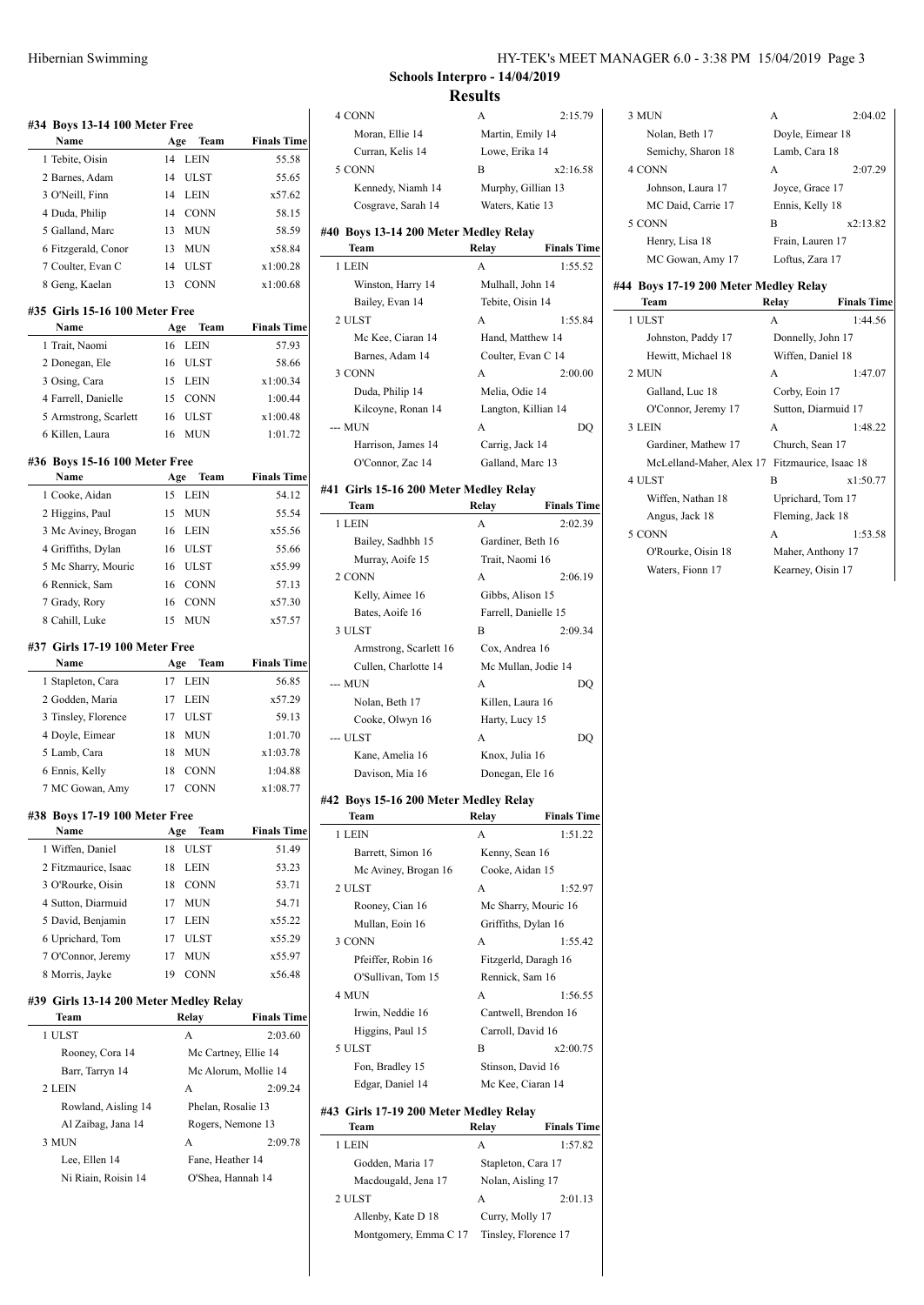## Schools Interpro - 14/04/2019

### Results

#### #34 Boys 13-14 100 Meter Free

| Name | Age | Team | Finals Time |
|---|---|---|---|
| 1 Tebite, Oisin | 14 | LEIN | 55.58 |
| 2 Barnes, Adam | 14 | ULST | 55.65 |
| 3 O'Neill, Finn | 14 | LEIN | x57.62 |
| 4 Duda, Philip | 14 | CONN | 58.15 |
| 5 Galland, Marc | 13 | MUN | 58.59 |
| 6 Fitzgerald, Conor | 13 | MUN | x58.84 |
| 7 Coulter, Evan C | 14 | ULST | x1:00.28 |
| 8 Geng, Kaelan | 13 | CONN | x1:00.68 |

#### #35 Girls 15-16 100 Meter Free

| Name | Age | Team | Finals Time |
|---|---|---|---|
| 1 Trait, Naomi | 16 | LEIN | 57.93 |
| 2 Donegan, Ele | 16 | ULST | 58.66 |
| 3 Osing, Cara | 15 | LEIN | x1:00.34 |
| 4 Farrell, Danielle | 15 | CONN | 1:00.44 |
| 5 Armstrong, Scarlett | 16 | ULST | x1:00.48 |
| 6 Killen, Laura | 16 | MUN | 1:01.72 |

#### #36 Boys 15-16 100 Meter Free

| Name | Age | Team | Finals Time |
|---|---|---|---|
| 1 Cooke, Aidan | 15 | LEIN | 54.12 |
| 2 Higgins, Paul | 15 | MUN | 55.54 |
| 3 Mc Aviney, Brogan | 16 | LEIN | x55.56 |
| 4 Griffiths, Dylan | 16 | ULST | 55.66 |
| 5 Mc Sharry, Mouric | 16 | ULST | x55.99 |
| 6 Rennick, Sam | 16 | CONN | 57.13 |
| 7 Grady, Rory | 16 | CONN | x57.30 |
| 8 Cahill, Luke | 15 | MUN | x57.57 |

#### #37 Girls 17-19 100 Meter Free

| Name | Age | Team | Finals Time |
|---|---|---|---|
| 1 Stapleton, Cara | 17 | LEIN | 56.85 |
| 2 Godden, Maria | 17 | LEIN | x57.29 |
| 3 Tinsley, Florence | 17 | ULST | 59.13 |
| 4 Doyle, Eimear | 18 | MUN | 1:01.70 |
| 5 Lamb, Cara | 18 | MUN | x1:03.78 |
| 6 Ennis, Kelly | 18 | CONN | 1:04.88 |
| 7 MC Gowan, Amy | 17 | CONN | x1:08.77 |

#### #38 Boys 17-19 100 Meter Free

| Name | Age | Team | Finals Time |
|---|---|---|---|
| 1 Wiffen, Daniel | 18 | ULST | 51.49 |
| 2 Fitzmaurice, Isaac | 18 | LEIN | 53.23 |
| 3 O'Rourke, Oisin | 18 | CONN | 53.71 |
| 4 Sutton, Diarmuid | 17 | MUN | 54.71 |
| 5 David, Benjamin | 17 | LEIN | x55.22 |
| 6 Uprichard, Tom | 17 | ULST | x55.29 |
| 7 O'Connor, Jeremy | 17 | MUN | x55.97 |
| 8 Morris, Jayke | 19 | CONN | x56.48 |

#### #39 Girls 13-14 200 Meter Medley Relay

| Team | Relay | Finals Time |
|---|---|---|
| 1 ULST | A | 2:03.60 |
| Rooney, Cora 14 | Mc Cartney, Ellie 14 | |
| Barr, Tarryn 14 | Mc Alorum, Mollie 14 | |
| 2 LEIN | A | 2:09.24 |
| Rowland, Aisling 14 | Phelan, Rosalie 13 | |
| Al Zaibag, Jana 14 | Rogers, Nemone 13 | |
| 3 MUN | A | 2:09.78 |
| Lee, Ellen 14 | Fane, Heather 14 | |
| Ni Riain, Roisin 14 | O'Shea, Hannah 14 | |
| 4 CONN | A | 2:15.79 |
| Moran, Ellie 14 | Martin, Emily 14 | |
| Curran, Kelis 14 | Lowe, Erika 14 | |
| 5 CONN | B | x2:16.58 |
| Kennedy, Niamh 14 | Murphy, Gillian 13 | |
| Cosgrave, Sarah 14 | Waters, Katie 13 | |

#### #40 Boys 13-14 200 Meter Medley Relay

| Team | Relay | Finals Time |
|---|---|---|
| 1 LEIN | A | 1:55.52 |
| Winston, Harry 14 | Mulhall, John 14 | |
| Bailey, Evan 14 | Tebite, Oisin 14 | |
| 2 ULST | A | 1:55.84 |
| Mc Kee, Ciaran 14 | Hand, Matthew 14 | |
| Barnes, Adam 14 | Coulter, Evan C 14 | |
| 3 CONN | A | 2:00.00 |
| Duda, Philip 14 | Melia, Odie 14 | |
| Kilcoyne, Ronan 14 | Langton, Killian 14 | |
| --- MUN | A | DQ |
| Harrison, James 14 | Carrig, Jack 14 | |
| O'Connor, Zac 14 | Galland, Marc 13 | |

#### #41 Girls 15-16 200 Meter Medley Relay

| Team | Relay | Finals Time |
|---|---|---|
| 1 LEIN | A | 2:02.39 |
| Bailey, Sadhbh 15 | Gardiner, Beth 16 | |
| Murray, Aoife 15 | Trait, Naomi 16 | |
| 2 CONN | A | 2:06.19 |
| Kelly, Aimee 16 | Gibbs, Alison 15 | |
| Bates, Aoife 16 | Farrell, Danielle 15 | |
| 3 ULST | B | 2:09.34 |
| Armstrong, Scarlett 16 | Cox, Andrea 16 | |
| Cullen, Charlotte 14 | Mc Mullan, Jodie 14 | |
| --- MUN | A | DQ |
| Nolan, Beth 17 | Killen, Laura 16 | |
| Cooke, Olwyn 16 | Harty, Lucy 15 | |
| --- ULST | A | DQ |
| Kane, Amelia 16 | Knox, Julia 16 | |
| Davison, Mia 16 | Donegan, Ele 16 | |

#### #42 Boys 15-16 200 Meter Medley Relay

| Team | Relay | Finals Time |
|---|---|---|
| 1 LEIN | A | 1:51.22 |
| Barrett, Simon 16 | Kenny, Sean 16 | |
| Mc Aviney, Brogan 16 | Cooke, Aidan 15 | |
| 2 ULST | A | 1:52.97 |
| Rooney, Cian 16 | Mc Sharry, Mouric 16 | |
| Mullan, Eoin 16 | Griffiths, Dylan 16 | |
| 3 CONN | A | 1:55.42 |
| Pfeiffer, Robin 16 | Fitzgerld, Daragh 16 | |
| O'Sullivan, Tom 15 | Rennick, Sam 16 | |
| 4 MUN | A | 1:56.55 |
| Irwin, Neddie 16 | Cantwell, Brendon 16 | |
| Higgins, Paul 15 | Carroll, David 16 | |
| 5 ULST | B | x2:00.75 |
| Fon, Bradley 15 | Stinson, David 16 | |
| Edgar, Daniel 14 | Mc Kee, Ciaran 14 | |

#### #43 Girls 17-19 200 Meter Medley Relay

| Team | Relay | Finals Time |
|---|---|---|
| 1 LEIN | A | 1:57.82 |
| Godden, Maria 17 | Stapleton, Cara 17 | |
| Macdougald, Jena 17 | Nolan, Aisling 17 | |
| 2 ULST | A | 2:01.13 |
| Allenby, Kate D 18 | Curry, Molly 17 | |
| Montgomery, Emma C 17 | Tinsley, Florence 17 | |
| 3 MUN | A | 2:04.02 |
| Nolan, Beth 17 | Doyle, Eimear 18 | |
| Semichy, Sharon 18 | Lamb, Cara 18 | |
| 4 CONN | A | 2:07.29 |
| Johnson, Laura 17 | Joyce, Grace 17 | |
| MC Daid, Carrie 17 | Ennis, Kelly 18 | |
| 5 CONN | B | x2:13.82 |
| Henry, Lisa 18 | Frain, Lauren 17 | |
| MC Gowan, Amy 17 | Loftus, Zara 17 | |

#### #44 Boys 17-19 200 Meter Medley Relay

| Team | Relay | Finals Time |
|---|---|---|
| 1 ULST | A | 1:44.56 |
| Johnston, Paddy 17 | Donnelly, John 17 | |
| Hewitt, Michael 18 | Wiffen, Daniel 18 | |
| 2 MUN | A | 1:47.07 |
| Galland, Luc 18 | Corby, Eoin 17 | |
| O'Connor, Jeremy 17 | Sutton, Diarmuid 17 | |
| 3 LEIN | A | 1:48.22 |
| Gardiner, Mathew 17 | Church, Sean 17 | |
| McLelland-Maher, Alex 17 | Fitzmaurice, Isaac 18 | |
| 4 ULST | B | x1:50.77 |
| Wiffen, Nathan 18 | Uprichard, Tom 17 | |
| Angus, Jack 18 | Fleming, Jack 18 | |
| 5 CONN | A | 1:53.58 |
| O'Rourke, Oisin 18 | Maher, Anthony 17 | |
| Waters, Fionn 17 | Kearney, Oisin 17 | |